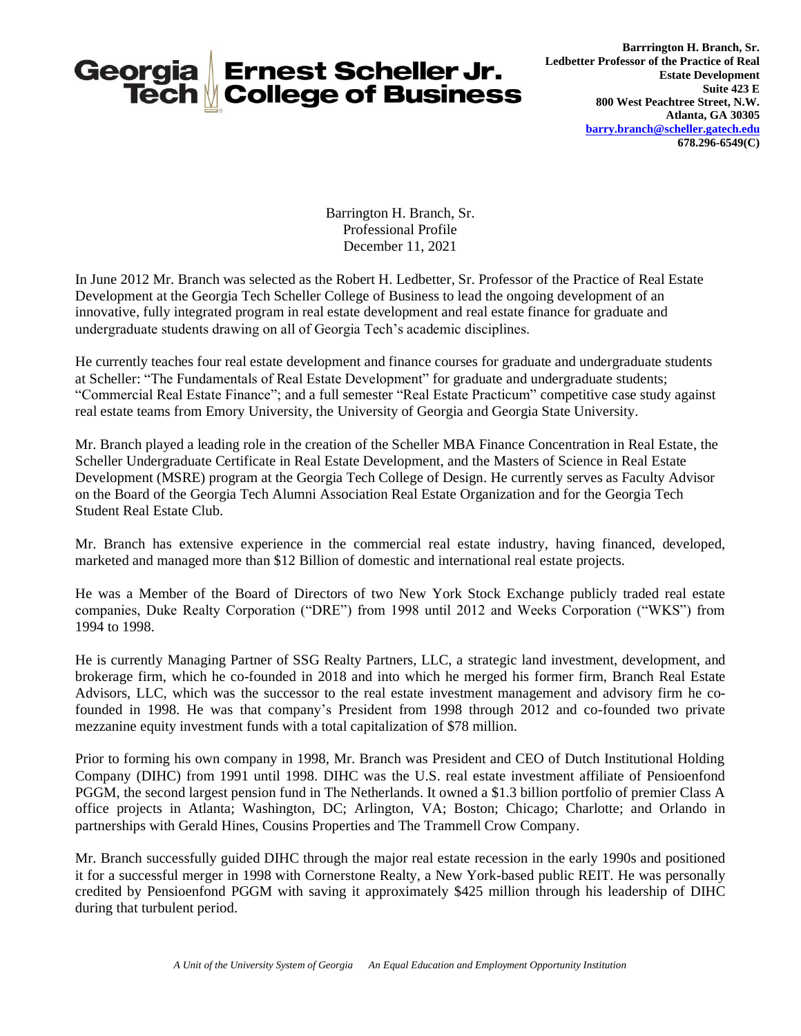Georgia Tech | Ernest Scheller Jr. College of Business

**Barrrington H. Branch, Sr.**
**Ledbetter Professor of the Practice of Real Estate Development**
**Suite 423 E**
**800 West Peachtree Street, N.W.**
**Atlanta, GA 30305**
**barry.branch@scheller.gatech.edu**
**678.296-6549(C)**

Barrington H. Branch, Sr.
Professional Profile
December 11, 2021

In June 2012 Mr. Branch was selected as the Robert H. Ledbetter, Sr. Professor of the Practice of Real Estate Development at the Georgia Tech Scheller College of Business to lead the ongoing development of an innovative, fully integrated program in real estate development and real estate finance for graduate and undergraduate students drawing on all of Georgia Tech's academic disciplines.

He currently teaches four real estate development and finance courses for graduate and undergraduate students at Scheller: "The Fundamentals of Real Estate Development" for graduate and undergraduate students; "Commercial Real Estate Finance"; and a full semester "Real Estate Practicum" competitive case study against real estate teams from Emory University, the University of Georgia and Georgia State University.

Mr. Branch played a leading role in the creation of the Scheller MBA Finance Concentration in Real Estate, the Scheller Undergraduate Certificate in Real Estate Development, and the Masters of Science in Real Estate Development (MSRE) program at the Georgia Tech College of Design. He currently serves as Faculty Advisor on the Board of the Georgia Tech Alumni Association Real Estate Organization and for the Georgia Tech Student Real Estate Club.

Mr. Branch has extensive experience in the commercial real estate industry, having financed, developed, marketed and managed more than $12 Billion of domestic and international real estate projects.

He was a Member of the Board of Directors of two New York Stock Exchange publicly traded real estate companies, Duke Realty Corporation ("DRE") from 1998 until 2012 and Weeks Corporation ("WKS") from 1994 to 1998.

He is currently Managing Partner of SSG Realty Partners, LLC, a strategic land investment, development, and brokerage firm, which he co-founded in 2018 and into which he merged his former firm, Branch Real Estate Advisors, LLC, which was the successor to the real estate investment management and advisory firm he co-founded in 1998. He was that company's President from 1998 through 2012 and co-founded two private mezzanine equity investment funds with a total capitalization of $78 million.

Prior to forming his own company in 1998, Mr. Branch was President and CEO of Dutch Institutional Holding Company (DIHC) from 1991 until 1998. DIHC was the U.S. real estate investment affiliate of Pensioenfond PGGM, the second largest pension fund in The Netherlands. It owned a $1.3 billion portfolio of premier Class A office projects in Atlanta; Washington, DC; Arlington, VA; Boston; Chicago; Charlotte; and Orlando in partnerships with Gerald Hines, Cousins Properties and The Trammell Crow Company.

Mr. Branch successfully guided DIHC through the major real estate recession in the early 1990s and positioned it for a successful merger in 1998 with Cornerstone Realty, a New York-based public REIT. He was personally credited by Pensioenfond PGGM with saving it approximately $425 million through his leadership of DIHC during that turbulent period.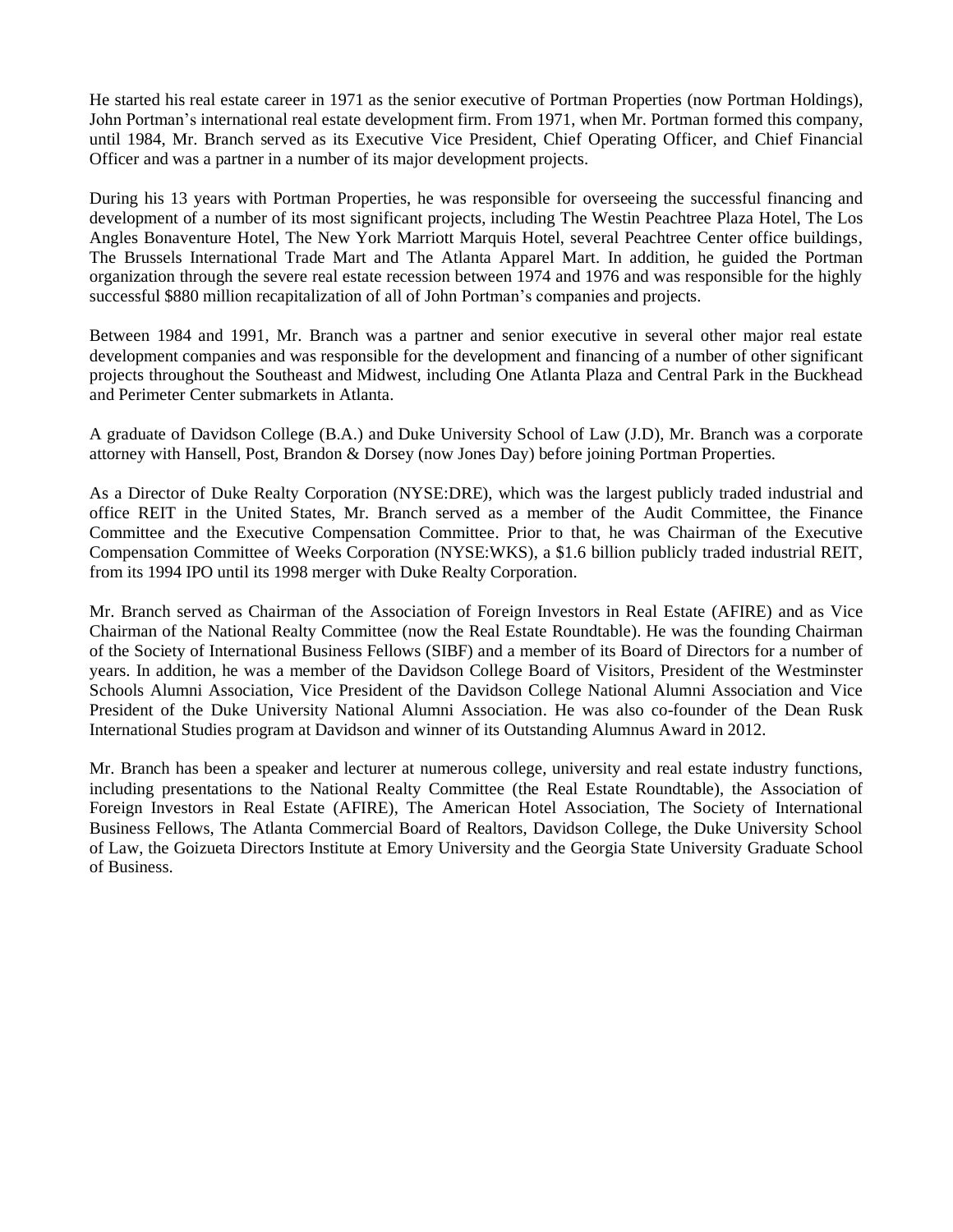He started his real estate career in 1971 as the senior executive of Portman Properties (now Portman Holdings), John Portman's international real estate development firm. From 1971, when Mr. Portman formed this company, until 1984, Mr. Branch served as its Executive Vice President, Chief Operating Officer, and Chief Financial Officer and was a partner in a number of its major development projects.

During his 13 years with Portman Properties, he was responsible for overseeing the successful financing and development of a number of its most significant projects, including The Westin Peachtree Plaza Hotel, The Los Angles Bonaventure Hotel, The New York Marriott Marquis Hotel, several Peachtree Center office buildings, The Brussels International Trade Mart and The Atlanta Apparel Mart. In addition, he guided the Portman organization through the severe real estate recession between 1974 and 1976 and was responsible for the highly successful $880 million recapitalization of all of John Portman's companies and projects.

Between 1984 and 1991, Mr. Branch was a partner and senior executive in several other major real estate development companies and was responsible for the development and financing of a number of other significant projects throughout the Southeast and Midwest, including One Atlanta Plaza and Central Park in the Buckhead and Perimeter Center submarkets in Atlanta.

A graduate of Davidson College (B.A.) and Duke University School of Law (J.D), Mr. Branch was a corporate attorney with Hansell, Post, Brandon & Dorsey (now Jones Day) before joining Portman Properties.

As a Director of Duke Realty Corporation (NYSE:DRE), which was the largest publicly traded industrial and office REIT in the United States, Mr. Branch served as a member of the Audit Committee, the Finance Committee and the Executive Compensation Committee. Prior to that, he was Chairman of the Executive Compensation Committee of Weeks Corporation (NYSE:WKS), a $1.6 billion publicly traded industrial REIT, from its 1994 IPO until its 1998 merger with Duke Realty Corporation.

Mr. Branch served as Chairman of the Association of Foreign Investors in Real Estate (AFIRE) and as Vice Chairman of the National Realty Committee (now the Real Estate Roundtable). He was the founding Chairman of the Society of International Business Fellows (SIBF) and a member of its Board of Directors for a number of years. In addition, he was a member of the Davidson College Board of Visitors, President of the Westminster Schools Alumni Association, Vice President of the Davidson College National Alumni Association and Vice President of the Duke University National Alumni Association. He was also co-founder of the Dean Rusk International Studies program at Davidson and winner of its Outstanding Alumnus Award in 2012.

Mr. Branch has been a speaker and lecturer at numerous college, university and real estate industry functions, including presentations to the National Realty Committee (the Real Estate Roundtable), the Association of Foreign Investors in Real Estate (AFIRE), The American Hotel Association, The Society of International Business Fellows, The Atlanta Commercial Board of Realtors, Davidson College, the Duke University School of Law, the Goizueta Directors Institute at Emory University and the Georgia State University Graduate School of Business.